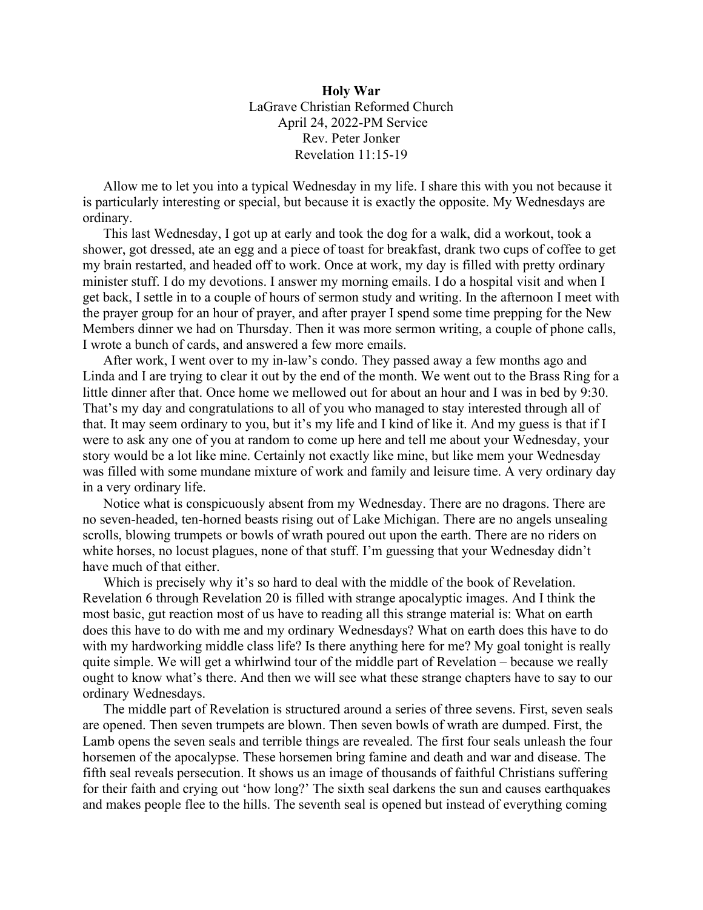**Holy War**

LaGrave Christian Reformed Church
April 24, 2022-PM Service
Rev. Peter Jonker
Revelation 11:15-19

Allow me to let you into a typical Wednesday in my life. I share this with you not because it is particularly interesting or special, but because it is exactly the opposite. My Wednesdays are ordinary.

This last Wednesday, I got up at early and took the dog for a walk, did a workout, took a shower, got dressed, ate an egg and a piece of toast for breakfast, drank two cups of coffee to get my brain restarted, and headed off to work. Once at work, my day is filled with pretty ordinary minister stuff. I do my devotions. I answer my morning emails. I do a hospital visit and when I get back, I settle in to a couple of hours of sermon study and writing. In the afternoon I meet with the prayer group for an hour of prayer, and after prayer I spend some time prepping for the New Members dinner we had on Thursday. Then it was more sermon writing, a couple of phone calls, I wrote a bunch of cards, and answered a few more emails.

After work, I went over to my in-law's condo. They passed away a few months ago and Linda and I are trying to clear it out by the end of the month. We went out to the Brass Ring for a little dinner after that. Once home we mellowed out for about an hour and I was in bed by 9:30. That's my day and congratulations to all of you who managed to stay interested through all of that. It may seem ordinary to you, but it's my life and I kind of like it. And my guess is that if I were to ask any one of you at random to come up here and tell me about your Wednesday, your story would be a lot like mine. Certainly not exactly like mine, but like mem your Wednesday was filled with some mundane mixture of work and family and leisure time. A very ordinary day in a very ordinary life.

Notice what is conspicuously absent from my Wednesday. There are no dragons. There are no seven-headed, ten-horned beasts rising out of Lake Michigan. There are no angels unsealing scrolls, blowing trumpets or bowls of wrath poured out upon the earth. There are no riders on white horses, no locust plagues, none of that stuff. I'm guessing that your Wednesday didn't have much of that either.

Which is precisely why it's so hard to deal with the middle of the book of Revelation. Revelation 6 through Revelation 20 is filled with strange apocalyptic images. And I think the most basic, gut reaction most of us have to reading all this strange material is: What on earth does this have to do with me and my ordinary Wednesdays? What on earth does this have to do with my hardworking middle class life? Is there anything here for me? My goal tonight is really quite simple. We will get a whirlwind tour of the middle part of Revelation – because we really ought to know what's there. And then we will see what these strange chapters have to say to our ordinary Wednesdays.

The middle part of Revelation is structured around a series of three sevens. First, seven seals are opened. Then seven trumpets are blown. Then seven bowls of wrath are dumped. First, the Lamb opens the seven seals and terrible things are revealed. The first four seals unleash the four horsemen of the apocalypse. These horsemen bring famine and death and war and disease. The fifth seal reveals persecution. It shows us an image of thousands of faithful Christians suffering for their faith and crying out 'how long?' The sixth seal darkens the sun and causes earthquakes and makes people flee to the hills. The seventh seal is opened but instead of everything coming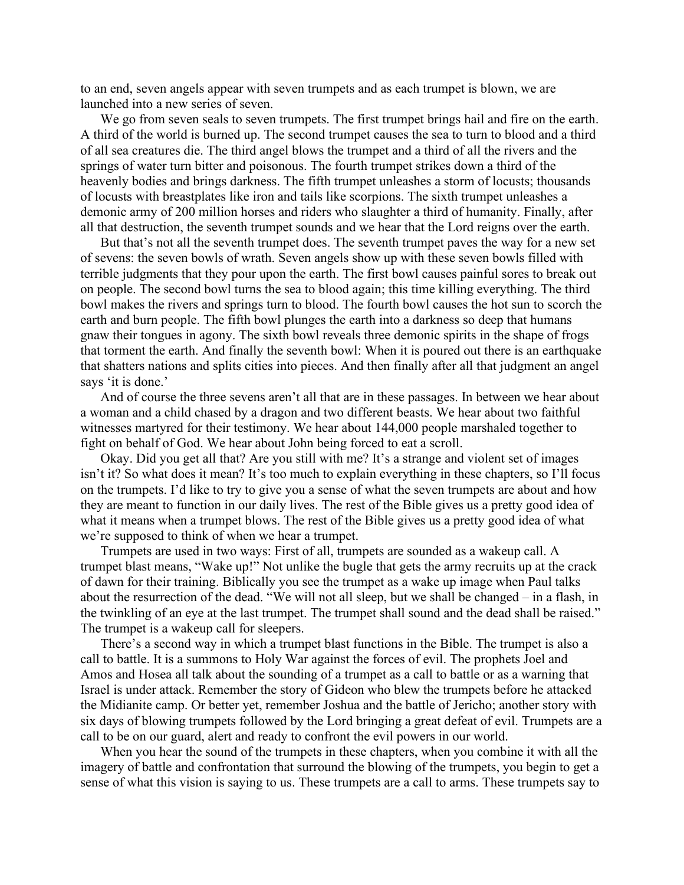to an end, seven angels appear with seven trumpets and as each trumpet is blown, we are launched into a new series of seven.

We go from seven seals to seven trumpets. The first trumpet brings hail and fire on the earth. A third of the world is burned up. The second trumpet causes the sea to turn to blood and a third of all sea creatures die. The third angel blows the trumpet and a third of all the rivers and the springs of water turn bitter and poisonous. The fourth trumpet strikes down a third of the heavenly bodies and brings darkness. The fifth trumpet unleashes a storm of locusts; thousands of locusts with breastplates like iron and tails like scorpions. The sixth trumpet unleashes a demonic army of 200 million horses and riders who slaughter a third of humanity. Finally, after all that destruction, the seventh trumpet sounds and we hear that the Lord reigns over the earth.

But that's not all the seventh trumpet does. The seventh trumpet paves the way for a new set of sevens: the seven bowls of wrath. Seven angels show up with these seven bowls filled with terrible judgments that they pour upon the earth. The first bowl causes painful sores to break out on people. The second bowl turns the sea to blood again; this time killing everything. The third bowl makes the rivers and springs turn to blood. The fourth bowl causes the hot sun to scorch the earth and burn people. The fifth bowl plunges the earth into a darkness so deep that humans gnaw their tongues in agony. The sixth bowl reveals three demonic spirits in the shape of frogs that torment the earth. And finally the seventh bowl: When it is poured out there is an earthquake that shatters nations and splits cities into pieces. And then finally after all that judgment an angel says 'it is done.'

And of course the three sevens aren't all that are in these passages. In between we hear about a woman and a child chased by a dragon and two different beasts. We hear about two faithful witnesses martyred for their testimony. We hear about 144,000 people marshaled together to fight on behalf of God. We hear about John being forced to eat a scroll.

Okay. Did you get all that? Are you still with me? It's a strange and violent set of images isn't it? So what does it mean? It's too much to explain everything in these chapters, so I'll focus on the trumpets. I'd like to try to give you a sense of what the seven trumpets are about and how they are meant to function in our daily lives. The rest of the Bible gives us a pretty good idea of what it means when a trumpet blows. The rest of the Bible gives us a pretty good idea of what we're supposed to think of when we hear a trumpet.

Trumpets are used in two ways: First of all, trumpets are sounded as a wakeup call. A trumpet blast means, "Wake up!" Not unlike the bugle that gets the army recruits up at the crack of dawn for their training. Biblically you see the trumpet as a wake up image when Paul talks about the resurrection of the dead. "We will not all sleep, but we shall be changed – in a flash, in the twinkling of an eye at the last trumpet. The trumpet shall sound and the dead shall be raised." The trumpet is a wakeup call for sleepers.

There's a second way in which a trumpet blast functions in the Bible. The trumpet is also a call to battle. It is a summons to Holy War against the forces of evil. The prophets Joel and Amos and Hosea all talk about the sounding of a trumpet as a call to battle or as a warning that Israel is under attack. Remember the story of Gideon who blew the trumpets before he attacked the Midianite camp. Or better yet, remember Joshua and the battle of Jericho; another story with six days of blowing trumpets followed by the Lord bringing a great defeat of evil. Trumpets are a call to be on our guard, alert and ready to confront the evil powers in our world.

When you hear the sound of the trumpets in these chapters, when you combine it with all the imagery of battle and confrontation that surround the blowing of the trumpets, you begin to get a sense of what this vision is saying to us. These trumpets are a call to arms. These trumpets say to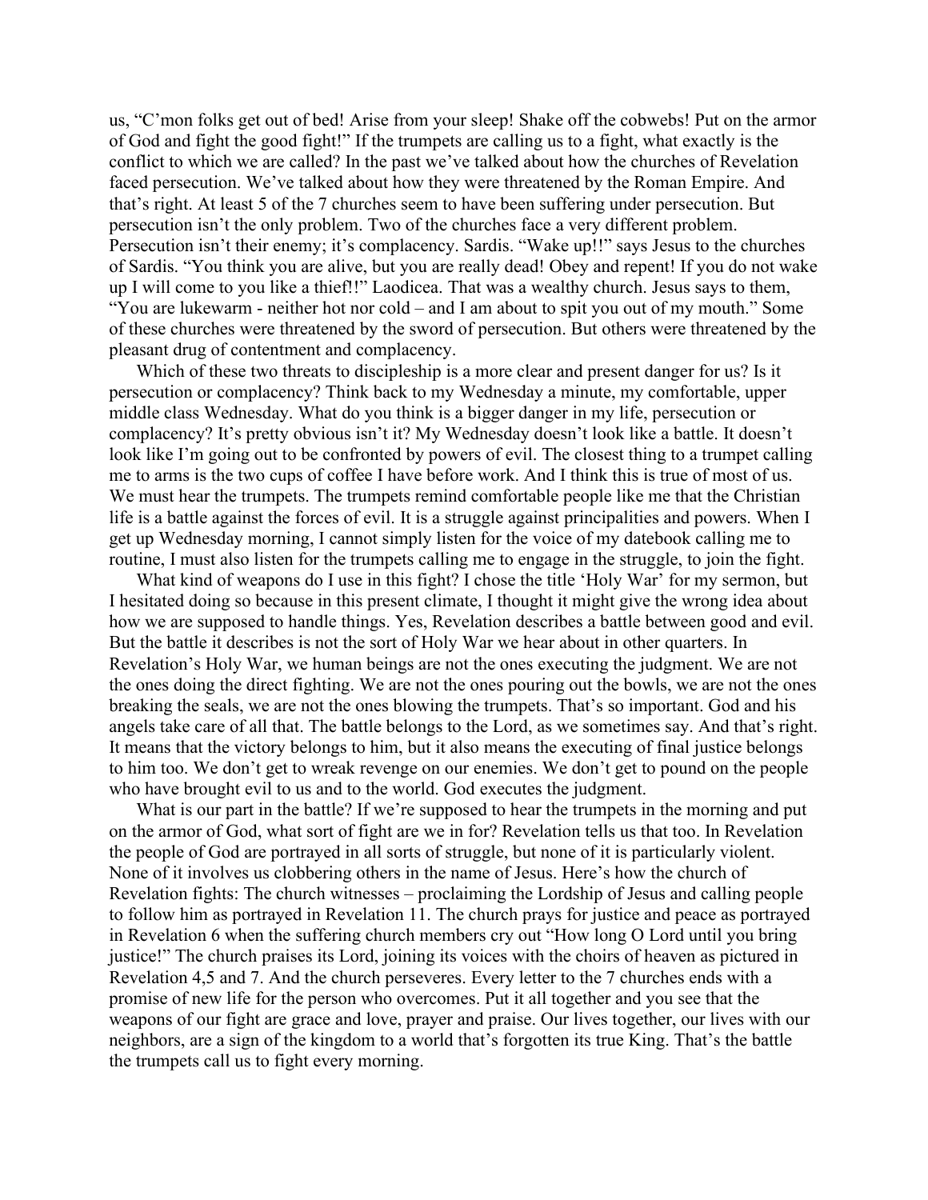us, "C'mon folks get out of bed! Arise from your sleep! Shake off the cobwebs! Put on the armor of God and fight the good fight!" If the trumpets are calling us to a fight, what exactly is the conflict to which we are called? In the past we've talked about how the churches of Revelation faced persecution. We've talked about how they were threatened by the Roman Empire. And that's right. At least 5 of the 7 churches seem to have been suffering under persecution. But persecution isn't the only problem. Two of the churches face a very different problem. Persecution isn't their enemy; it's complacency. Sardis. "Wake up!!" says Jesus to the churches of Sardis. "You think you are alive, but you are really dead! Obey and repent! If you do not wake up I will come to you like a thief!!" Laodicea. That was a wealthy church. Jesus says to them, "You are lukewarm - neither hot nor cold – and I am about to spit you out of my mouth." Some of these churches were threatened by the sword of persecution. But others were threatened by the pleasant drug of contentment and complacency.

Which of these two threats to discipleship is a more clear and present danger for us? Is it persecution or complacency? Think back to my Wednesday a minute, my comfortable, upper middle class Wednesday. What do you think is a bigger danger in my life, persecution or complacency? It's pretty obvious isn't it? My Wednesday doesn't look like a battle. It doesn't look like I'm going out to be confronted by powers of evil. The closest thing to a trumpet calling me to arms is the two cups of coffee I have before work. And I think this is true of most of us. We must hear the trumpets. The trumpets remind comfortable people like me that the Christian life is a battle against the forces of evil. It is a struggle against principalities and powers. When I get up Wednesday morning, I cannot simply listen for the voice of my datebook calling me to routine, I must also listen for the trumpets calling me to engage in the struggle, to join the fight.

What kind of weapons do I use in this fight? I chose the title 'Holy War' for my sermon, but I hesitated doing so because in this present climate, I thought it might give the wrong idea about how we are supposed to handle things. Yes, Revelation describes a battle between good and evil. But the battle it describes is not the sort of Holy War we hear about in other quarters. In Revelation's Holy War, we human beings are not the ones executing the judgment. We are not the ones doing the direct fighting. We are not the ones pouring out the bowls, we are not the ones breaking the seals, we are not the ones blowing the trumpets. That's so important. God and his angels take care of all that. The battle belongs to the Lord, as we sometimes say. And that's right. It means that the victory belongs to him, but it also means the executing of final justice belongs to him too. We don't get to wreak revenge on our enemies. We don't get to pound on the people who have brought evil to us and to the world. God executes the judgment.

What is our part in the battle? If we're supposed to hear the trumpets in the morning and put on the armor of God, what sort of fight are we in for? Revelation tells us that too. In Revelation the people of God are portrayed in all sorts of struggle, but none of it is particularly violent. None of it involves us clobbering others in the name of Jesus. Here's how the church of Revelation fights: The church witnesses – proclaiming the Lordship of Jesus and calling people to follow him as portrayed in Revelation 11. The church prays for justice and peace as portrayed in Revelation 6 when the suffering church members cry out "How long O Lord until you bring justice!" The church praises its Lord, joining its voices with the choirs of heaven as pictured in Revelation 4,5 and 7. And the church perseveres. Every letter to the 7 churches ends with a promise of new life for the person who overcomes. Put it all together and you see that the weapons of our fight are grace and love, prayer and praise. Our lives together, our lives with our neighbors, are a sign of the kingdom to a world that's forgotten its true King. That's the battle the trumpets call us to fight every morning.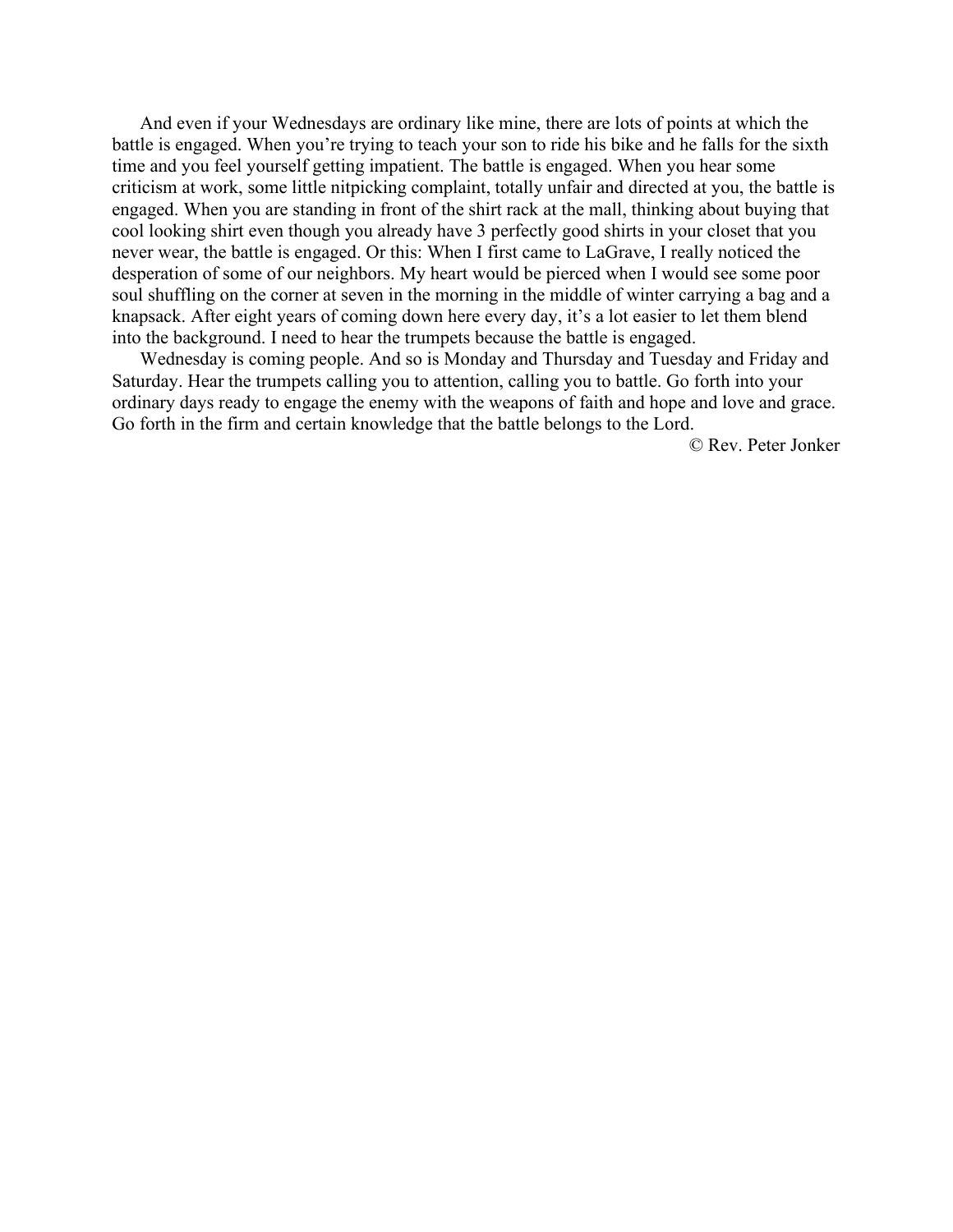And even if your Wednesdays are ordinary like mine, there are lots of points at which the battle is engaged. When you're trying to teach your son to ride his bike and he falls for the sixth time and you feel yourself getting impatient. The battle is engaged. When you hear some criticism at work, some little nitpicking complaint, totally unfair and directed at you, the battle is engaged. When you are standing in front of the shirt rack at the mall, thinking about buying that cool looking shirt even though you already have 3 perfectly good shirts in your closet that you never wear, the battle is engaged. Or this: When I first came to LaGrave, I really noticed the desperation of some of our neighbors. My heart would be pierced when I would see some poor soul shuffling on the corner at seven in the morning in the middle of winter carrying a bag and a knapsack. After eight years of coming down here every day, it's a lot easier to let them blend into the background. I need to hear the trumpets because the battle is engaged.

Wednesday is coming people. And so is Monday and Thursday and Tuesday and Friday and Saturday. Hear the trumpets calling you to attention, calling you to battle. Go forth into your ordinary days ready to engage the enemy with the weapons of faith and hope and love and grace. Go forth in the firm and certain knowledge that the battle belongs to the Lord.

© Rev. Peter Jonker